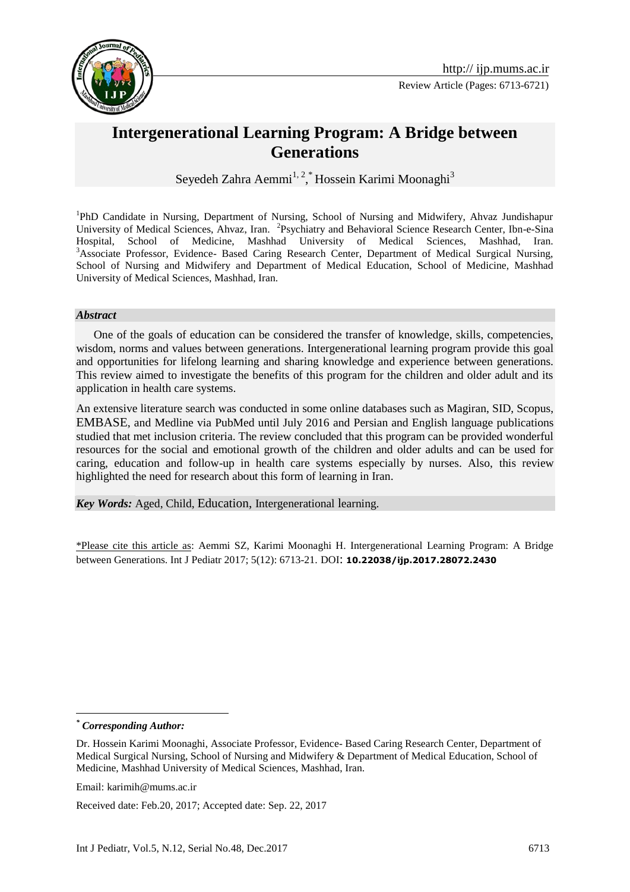Review Article (Pages: 6713-6721)

# Intergenerational Learning Program: A Bridge between Generations

Seyedeh Zahra Aemmi[1, 2], *Hossein Karimi Moonaghi[3]

[1]PhD Candidate in Nursing, Department of Nursing, School of Nursing and Midwifery, Ahvaz Jundishapur University of Medical Sciences, Ahvaz, Iran. [2]Psychiatry and Behavioral Science Research Center, Ibn-e-Sina Hospital, School of Medicine, Mashhad University of Medical Sciences, Mashhad, Iran. [3]Associate Professor, Evidence- Based Caring Research Center, Department of Medical Surgical Nursing, School of Nursing and Midwifery and Department of Medical Education, School of Medicine, Mashhad University of Medical Sciences, Mashhad, Iran.

### *Abstract*

One of the goals of education can be considered the transfer of knowledge, skills, competencies, wisdom, norms and values between generations. Intergenerational learning program provide this goal and opportunities for lifelong learning and sharing knowledge and experience between generations. This review aimed to investigate the benefits of this program for the children and older adult and its application in health care systems.

An extensive literature search was conducted in some online databases such as Magiran, SID, Scopus, EMBASE, and Medline via PubMed until July 2016 and Persian and English language publications studied that met inclusion criteria. The review concluded that this program can be provided wonderful resources for the social and emotional growth of the children and older adults and can be used for caring, education and follow-up in health care systems especially by nurses. Also, this review highlighted the need for research about this form of learning in Iran.

***Key Words:*** Aged, Child, Education, Intergenerational learning.

\*Please cite this article as: Aemmi SZ, Karimi Moonaghi H. Intergenerational Learning Program: A Bridge between Generations. Int J Pediatr 2017; 5(12): 6713-21. DOI: **10.22038/ijp.2017.28072.2430**

---

\* ***Corresponding Author:***

Dr. Hossein Karimi Moonaghi, Associate Professor, Evidence- Based Caring Research Center, Department of Medical Surgical Nursing, School of Nursing and Midwifery & Department of Medical Education, School of Medicine, Mashhad University of Medical Sciences, Mashhad, Iran.

Email: karimih@mums.ac.ir

Received date: Feb.20, 2017; Accepted date: Sep. 22, 2017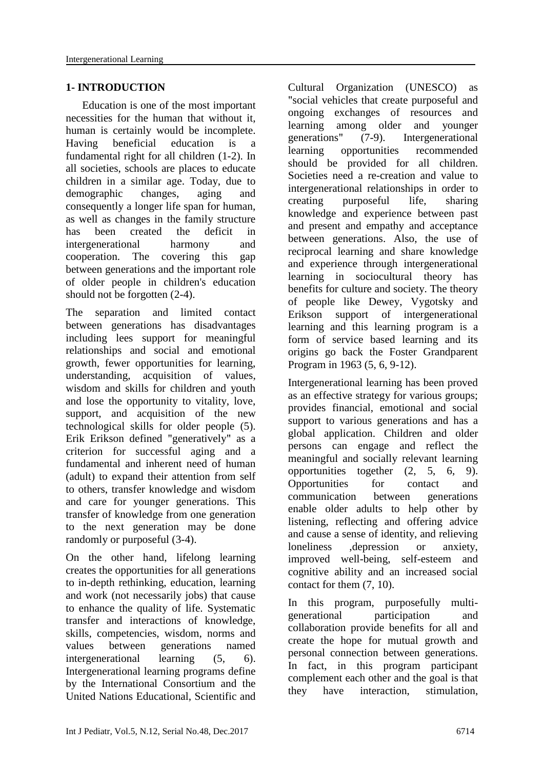## 1- INTRODUCTION

Education is one of the most important necessities for the human that without it, human is certainly would be incomplete. Having beneficial education is a fundamental right for all children (1-2). In all societies, schools are places to educate children in a similar age. Today, due to demographic changes, aging and consequently a longer life span for human, as well as changes in the family structure has been created the deficit in intergenerational harmony and cooperation. The covering this gap between generations and the important role of older people in children's education should not be forgotten (2-4).

The separation and limited contact between generations has disadvantages including lees support for meaningful relationships and social and emotional growth, fewer opportunities for learning, understanding, acquisition of values, wisdom and skills for children and youth and lose the opportunity to vitality, love, support, and acquisition of the new technological skills for older people (5). Erik Erikson defined "generatively" as a criterion for successful aging and a fundamental and inherent need of human (adult) to expand their attention from self to others, transfer knowledge and wisdom and care for younger generations. This transfer of knowledge from one generation to the next generation may be done randomly or purposeful (3-4).

On the other hand, lifelong learning creates the opportunities for all generations to in-depth rethinking, education, learning and work (not necessarily jobs) that cause to enhance the quality of life. Systematic transfer and interactions of knowledge, skills, competencies, wisdom, norms and values between generations named intergenerational learning (5, 6). Intergenerational learning programs define by the International Consortium and the United Nations Educational, Scientific and Cultural Organization (UNESCO) as "social vehicles that create purposeful and ongoing exchanges of resources and learning among older and younger generations" (7-9). Intergenerational learning opportunities recommended should be provided for all children. Societies need a re-creation and value to intergenerational relationships in order to creating purposeful life, sharing knowledge and experience between past and present and empathy and acceptance between generations. Also, the use of reciprocal learning and share knowledge and experience through intergenerational learning in sociocultural theory has benefits for culture and society. The theory of people like Dewey, Vygotsky and Erikson support of intergenerational learning and this learning program is a form of service based learning and its origins go back the Foster Grandparent Program in 1963 (5, 6, 9-12).

Intergenerational learning has been proved as an effective strategy for various groups; provides financial, emotional and social support to various generations and has a global application. Children and older persons can engage and reflect the meaningful and socially relevant learning opportunities together (2, 5, 6, 9). Opportunities for contact and communication between generations enable older adults to help other by listening, reflecting and offering advice and cause a sense of identity, and relieving loneliness ,depression or anxiety, improved well-being, self-esteem and cognitive ability and an increased social contact for them (7, 10).

In this program, purposefully multi-generational participation and collaboration provide benefits for all and create the hope for mutual growth and personal connection between generations. In fact, in this program participant complement each other and the goal is that they have interaction, stimulation,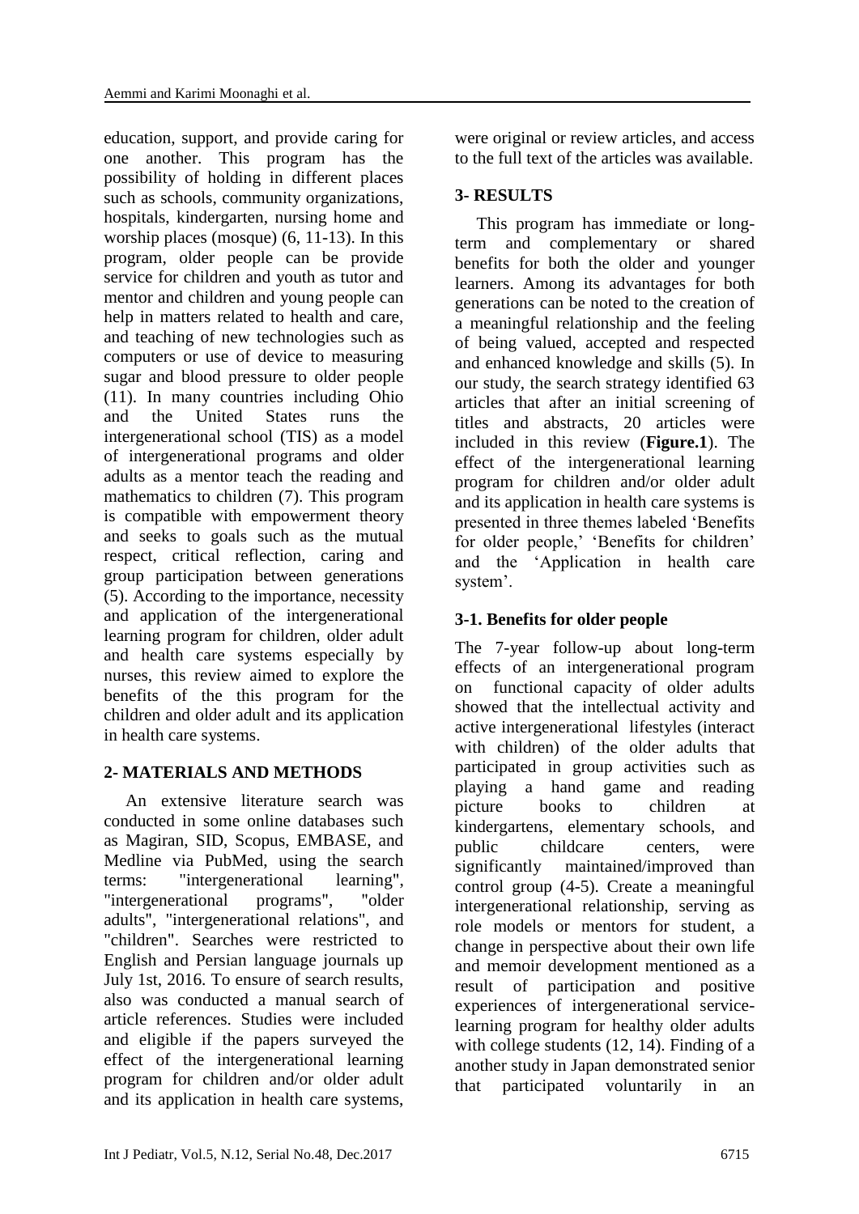education, support, and provide caring for one another. This program has the possibility of holding in different places such as schools, community organizations, hospitals, kindergarten, nursing home and worship places (mosque) (6, 11-13). In this program, older people can be provide service for children and youth as tutor and mentor and children and young people can help in matters related to health and care, and teaching of new technologies such as computers or use of device to measuring sugar and blood pressure to older people (11). In many countries including Ohio and the United States runs the intergenerational school (TIS) as a model of intergenerational programs and older adults as a mentor teach the reading and mathematics to children (7). This program is compatible with empowerment theory and seeks to goals such as the mutual respect, critical reflection, caring and group participation between generations (5). According to the importance, necessity and application of the intergenerational learning program for children, older adult and health care systems especially by nurses, this review aimed to explore the benefits of the this program for the children and older adult and its application in health care systems.

## 2- MATERIALS AND METHODS

An extensive literature search was conducted in some online databases such as Magiran, SID, Scopus, EMBASE, and Medline via PubMed, using the search terms: "intergenerational learning", "intergenerational programs", "older adults", "intergenerational relations", and "children". Searches were restricted to English and Persian language journals up July 1st, 2016. To ensure of search results, also was conducted a manual search of article references. Studies were included and eligible if the papers surveyed the effect of the intergenerational learning program for children and/or older adult and its application in health care systems, were original or review articles, and access to the full text of the articles was available.

## 3- RESULTS

This program has immediate or long-term and complementary or shared benefits for both the older and younger learners. Among its advantages for both generations can be noted to the creation of a meaningful relationship and the feeling of being valued, accepted and respected and enhanced knowledge and skills (5). In our study, the search strategy identified 63 articles that after an initial screening of titles and abstracts, 20 articles were included in this review (**Figure.1**). The effect of the intergenerational learning program for children and/or older adult and its application in health care systems is presented in three themes labeled 'Benefits for older people,' 'Benefits for children' and the 'Application in health care system'.

### 3-1. Benefits for older people

The 7-year follow-up about long-term effects of an intergenerational program on functional capacity of older adults showed that the intellectual activity and active intergenerational lifestyles (interact with children) of the older adults that participated in group activities such as playing a hand game and reading picture books to children at kindergartens, elementary schools, and public childcare centers, were significantly maintained/improved than control group (4-5). Create a meaningful intergenerational relationship, serving as role models or mentors for student, a change in perspective about their own life and memoir development mentioned as a result of participation and positive experiences of intergenerational service-learning program for healthy older adults with college students (12, 14). Finding of a another study in Japan demonstrated senior that participated voluntarily in an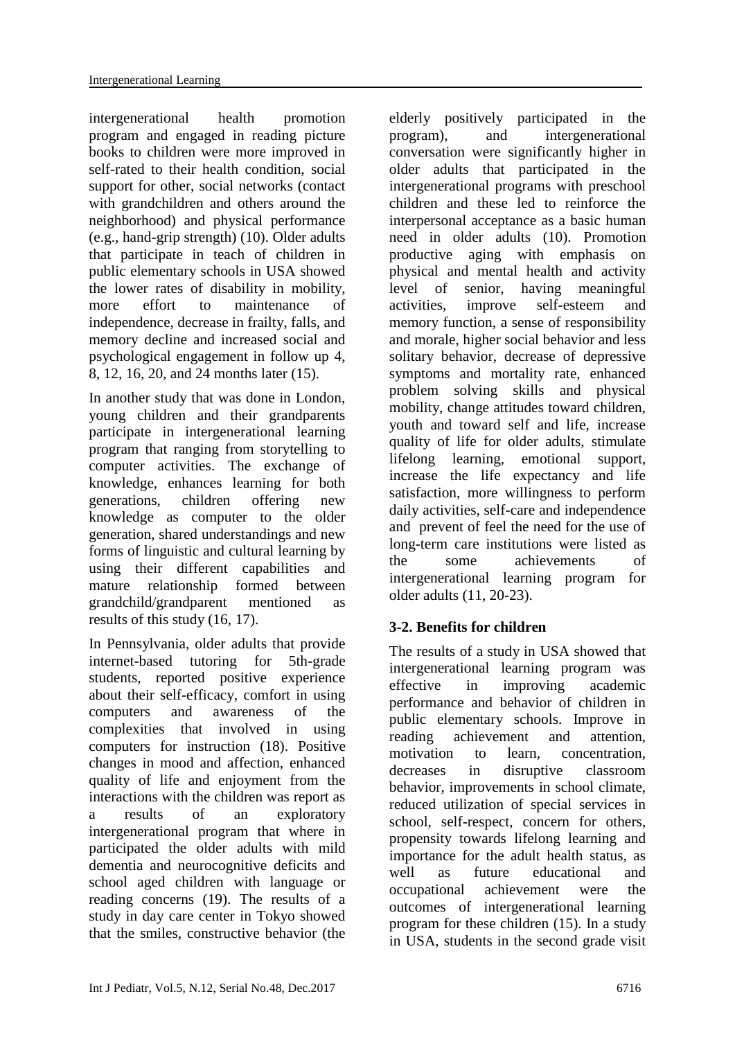intergenerational health promotion program and engaged in reading picture books to children were more improved in self-rated to their health condition, social support for other, social networks (contact with grandchildren and others around the neighborhood) and physical performance (e.g., hand-grip strength) (10). Older adults that participate in teach of children in public elementary schools in USA showed the lower rates of disability in mobility, more effort to maintenance of independence, decrease in frailty, falls, and memory decline and increased social and psychological engagement in follow up 4, 8, 12, 16, 20, and 24 months later (15).

In another study that was done in London, young children and their grandparents participate in intergenerational learning program that ranging from storytelling to computer activities. The exchange of knowledge, enhances learning for both generations, children offering new knowledge as computer to the older generation, shared understandings and new forms of linguistic and cultural learning by using their different capabilities and mature relationship formed between grandchild/grandparent mentioned as results of this study (16, 17).

In Pennsylvania, older adults that provide internet-based tutoring for 5th-grade students, reported positive experience about their self-efficacy, comfort in using computers and awareness of the complexities that involved in using computers for instruction (18). Positive changes in mood and affection, enhanced quality of life and enjoyment from the interactions with the children was report as a results of an exploratory intergenerational program that where in participated the older adults with mild dementia and neurocognitive deficits and school aged children with language or reading concerns (19). The results of a study in day care center in Tokyo showed that the smiles, constructive behavior (the elderly positively participated in the program), and intergenerational conversation were significantly higher in older adults that participated in the intergenerational programs with preschool children and these led to reinforce the interpersonal acceptance as a basic human need in older adults (10). Promotion productive aging with emphasis on physical and mental health and activity level of senior, having meaningful activities, improve self-esteem and memory function, a sense of responsibility and morale, higher social behavior and less solitary behavior, decrease of depressive symptoms and mortality rate, enhanced problem solving skills and physical mobility, change attitudes toward children, youth and toward self and life, increase quality of life for older adults, stimulate lifelong learning, emotional support, increase the life expectancy and life satisfaction, more willingness to perform daily activities, self-care and independence and prevent of feel the need for the use of long-term care institutions were listed as the some achievements of intergenerational learning program for older adults (11, 20-23).

### 3-2. Benefits for children

The results of a study in USA showed that intergenerational learning program was effective in improving academic performance and behavior of children in public elementary schools. Improve in reading achievement and attention, motivation to learn, concentration, decreases in disruptive classroom behavior, improvements in school climate, reduced utilization of special services in school, self-respect, concern for others, propensity towards lifelong learning and importance for the adult health status, as well as future educational and occupational achievement were the outcomes of intergenerational learning program for these children (15). In a study in USA, students in the second grade visit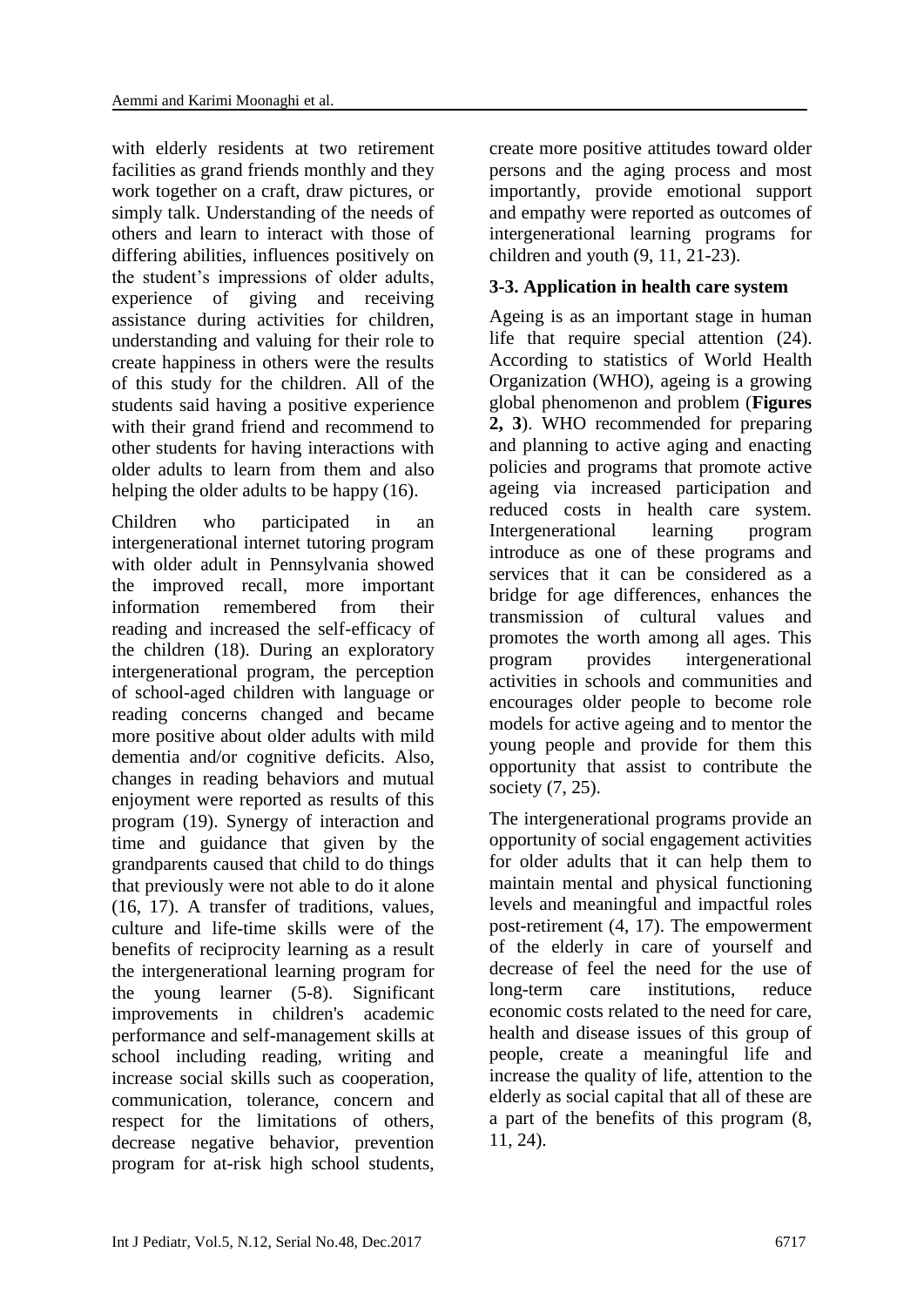with elderly residents at two retirement facilities as grand friends monthly and they work together on a craft, draw pictures, or simply talk. Understanding of the needs of others and learn to interact with those of differing abilities, influences positively on the student's impressions of older adults, experience of giving and receiving assistance during activities for children, understanding and valuing for their role to create happiness in others were the results of this study for the children. All of the students said having a positive experience with their grand friend and recommend to other students for having interactions with older adults to learn from them and also helping the older adults to be happy (16).

Children who participated in an intergenerational internet tutoring program with older adult in Pennsylvania showed the improved recall, more important information remembered from their reading and increased the self-efficacy of the children (18). During an exploratory intergenerational program, the perception of school-aged children with language or reading concerns changed and became more positive about older adults with mild dementia and/or cognitive deficits. Also, changes in reading behaviors and mutual enjoyment were reported as results of this program (19). Synergy of interaction and time and guidance that given by the grandparents caused that child to do things that previously were not able to do it alone (16, 17). A transfer of traditions, values, culture and life-time skills were of the benefits of reciprocity learning as a result the intergenerational learning program for the young learner (5-8). Significant improvements in children's academic performance and self-management skills at school including reading, writing and increase social skills such as cooperation, communication, tolerance, concern and respect for the limitations of others, decrease negative behavior, prevention program for at-risk high school students, create more positive attitudes toward older persons and the aging process and most importantly, provide emotional support and empathy were reported as outcomes of intergenerational learning programs for children and youth (9, 11, 21-23).

### 3-3. Application in health care system

Ageing is as an important stage in human life that require special attention (24). According to statistics of World Health Organization (WHO), ageing is a growing global phenomenon and problem (**Figures 2, 3**). WHO recommended for preparing and planning to active aging and enacting policies and programs that promote active ageing via increased participation and reduced costs in health care system. Intergenerational learning program introduce as one of these programs and services that it can be considered as a bridge for age differences, enhances the transmission of cultural values and promotes the worth among all ages. This program provides intergenerational activities in schools and communities and encourages older people to become role models for active ageing and to mentor the young people and provide for them this opportunity that assist to contribute the society (7, 25).

The intergenerational programs provide an opportunity of social engagement activities for older adults that it can help them to maintain mental and physical functioning levels and meaningful and impactful roles post-retirement (4, 17). The empowerment of the elderly in care of yourself and decrease of feel the need for the use of long-term care institutions, reduce economic costs related to the need for care, health and disease issues of this group of people, create a meaningful life and increase the quality of life, attention to the elderly as social capital that all of these are a part of the benefits of this program (8, 11, 24).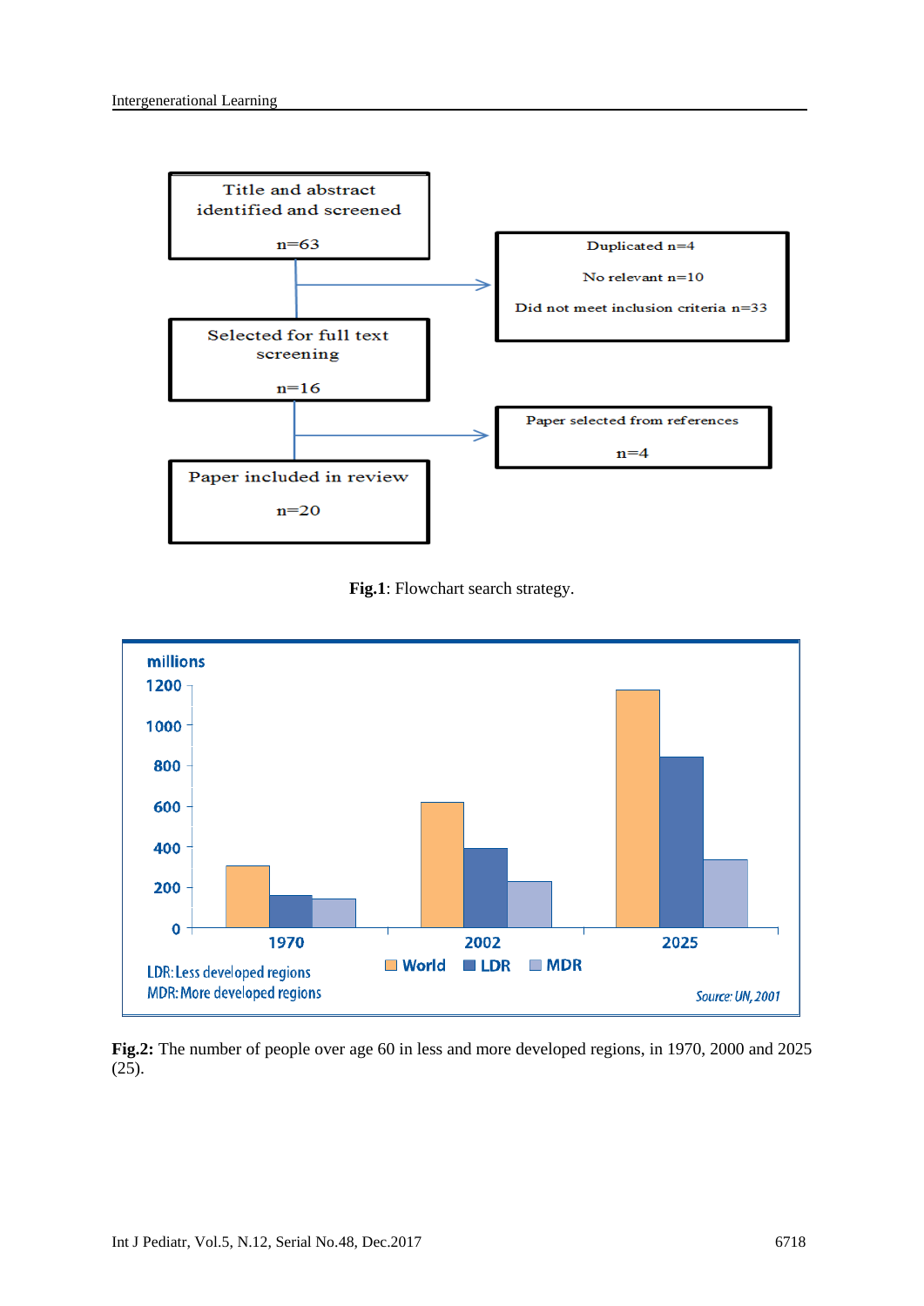Title and abstract identified and screened

n=63

Duplicated n=4

No relevant n=10

Did not meet inclusion criteria n=33

Selected for full text screening

n=16

Paper selected from references

n=4

Paper included in review

n=20

**Fig.1**: Flowchart search strategy.

millions

LDR: Less developed regions
MDR: More developed regions

World LDR MDR

Source: UN, 2001

**Fig.2:** The number of people over age 60 in less and more developed regions, in 1970, 2000 and 2025 (25).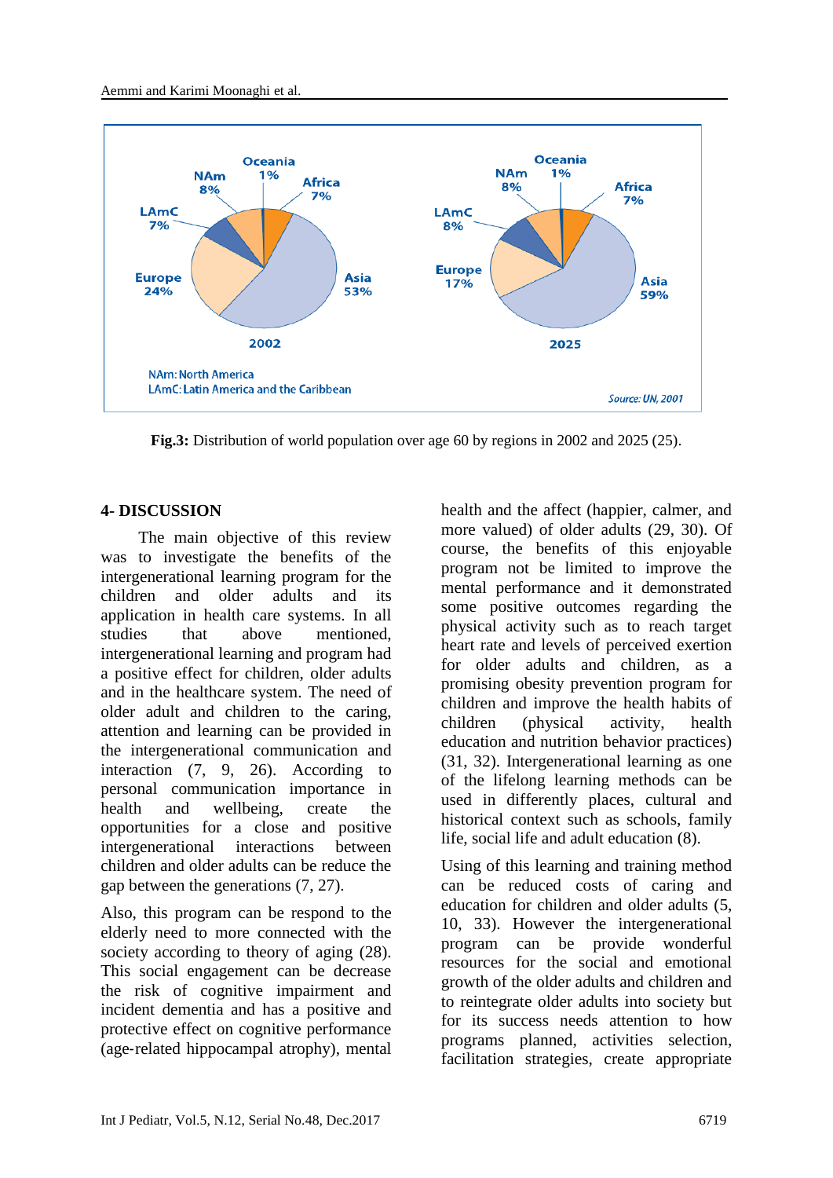**Fig.3:** Distribution of world population over age 60 by regions in 2002 and 2025 (25).

## 4- DISCUSSION

The main objective of this review was to investigate the benefits of the intergenerational learning program for the children and older adults and its application in health care systems. In all studies that above mentioned, intergenerational learning and program had a positive effect for children, older adults and in the healthcare system. The need of older adult and children to the caring, attention and learning can be provided in the intergenerational communication and interaction (7, 9, 26). According to personal communication importance in health and wellbeing, create the opportunities for a close and positive intergenerational interactions between children and older adults can be reduce the gap between the generations (7, 27).

Also, this program can be respond to the elderly need to more connected with the society according to theory of aging (28). This social engagement can be decrease the risk of cognitive impairment and incident dementia and has a positive and protective effect on cognitive performance (age-related hippocampal atrophy), mental health and the affect (happier, calmer, and more valued) of older adults (29, 30). Of course, the benefits of this enjoyable program not be limited to improve the mental performance and it demonstrated some positive outcomes regarding the physical activity such as to reach target heart rate and levels of perceived exertion for older adults and children, as a promising obesity prevention program for children and improve the health habits of children (physical activity, health education and nutrition behavior practices) (31, 32). Intergenerational learning as one of the lifelong learning methods can be used in differently places, cultural and historical context such as schools, family life, social life and adult education (8).

Using of this learning and training method can be reduced costs of caring and education for children and older adults (5, 10, 33). However the intergenerational program can be provide wonderful resources for the social and emotional growth of the older adults and children and to reintegrate older adults into society but for its success needs attention to how programs planned, activities selection, facilitation strategies, create appropriate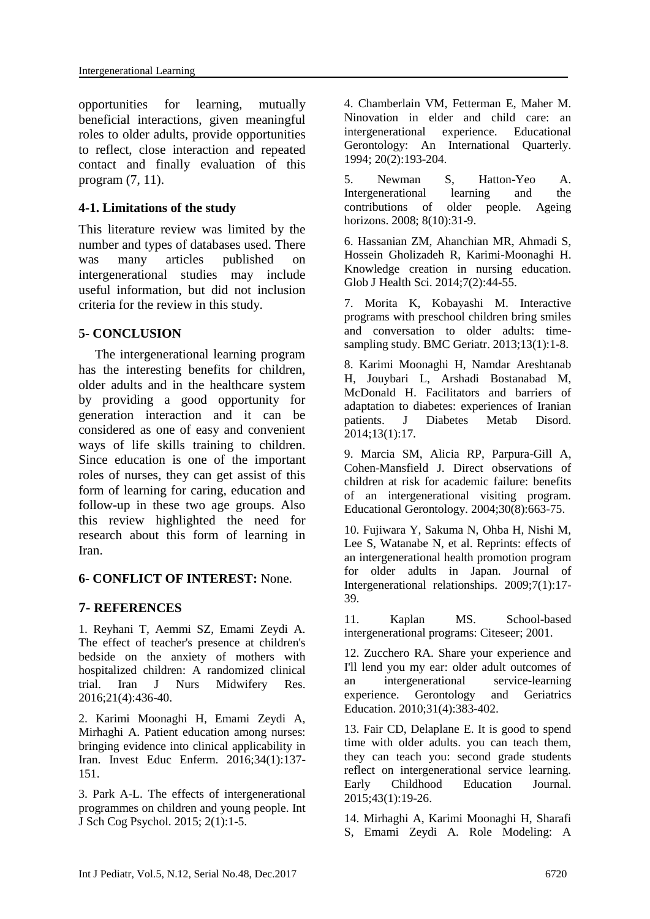opportunities for learning, mutually beneficial interactions, given meaningful roles to older adults, provide opportunities to reflect, close interaction and repeated contact and finally evaluation of this program (7, 11).

### 4-1. Limitations of the study

This literature review was limited by the number and types of databases used. There was many articles published on intergenerational studies may include useful information, but did not inclusion criteria for the review in this study.

## 5- CONCLUSION

The intergenerational learning program has the interesting benefits for children, older adults and in the healthcare system by providing a good opportunity for generation interaction and it can be considered as one of easy and convenient ways of life skills training to children. Since education is one of the important roles of nurses, they can get assist of this form of learning for caring, education and follow-up in these two age groups. Also this review highlighted the need for research about this form of learning in Iran.

## 6- CONFLICT OF INTEREST: None.

## 7- REFERENCES

1. Reyhani T, Aemmi SZ, Emami Zeydi A. The effect of teacher's presence at children's bedside on the anxiety of mothers with hospitalized children: A randomized clinical trial. Iran J Nurs Midwifery Res. 2016;21(4):436-40.

2. Karimi Moonaghi H, Emami Zeydi A, Mirhaghi A. Patient education among nurses: bringing evidence into clinical applicability in Iran. Invest Educ Enferm. 2016;34(1):137-151.

3. Park A-L. The effects of intergenerational programmes on children and young people. Int J Sch Cog Psychol. 2015; 2(1):1-5.

4. Chamberlain VM, Fetterman E, Maher M. Ninovation in elder and child care: an intergenerational experience. Educational Gerontology: An International Quarterly. 1994; 20(2):193-204.

5. Newman S, Hatton-Yeo A. Intergenerational learning and the contributions of older people. Ageing horizons. 2008; 8(10):31-9.

6. Hassanian ZM, Ahanchian MR, Ahmadi S, Hossein Gholizadeh R, Karimi-Moonaghi H. Knowledge creation in nursing education. Glob J Health Sci. 2014;7(2):44-55.

7. Morita K, Kobayashi M. Interactive programs with preschool children bring smiles and conversation to older adults: time-sampling study. BMC Geriatr. 2013;13(1):1-8.

8. Karimi Moonaghi H, Namdar Areshtanab H, Jouybari L, Arshadi Bostanabad M, McDonald H. Facilitators and barriers of adaptation to diabetes: experiences of Iranian patients. J Diabetes Metab Disord. 2014;13(1):17.

9. Marcia SM, Alicia RP, Parpura-Gill A, Cohen-Mansfield J. Direct observations of children at risk for academic failure: benefits of an intergenerational visiting program. Educational Gerontology. 2004;30(8):663-75.

10. Fujiwara Y, Sakuma N, Ohba H, Nishi M, Lee S, Watanabe N, et al. Reprints: effects of an intergenerational health promotion program for older adults in Japan. Journal of Intergenerational relationships. 2009;7(1):17-39.

11. Kaplan MS. School-based intergenerational programs: Citeseer; 2001.

12. Zucchero RA. Share your experience and I'll lend you my ear: older adult outcomes of an intergenerational service-learning experience. Gerontology and Geriatrics Education. 2010;31(4):383-402.

13. Fair CD, Delaplane E. It is good to spend time with older adults. you can teach them, they can teach you: second grade students reflect on intergenerational service learning. Early Childhood Education Journal. 2015;43(1):19-26.

14. Mirhaghi A, Karimi Moonaghi H, Sharafi S, Emami Zeydi A. Role Modeling: A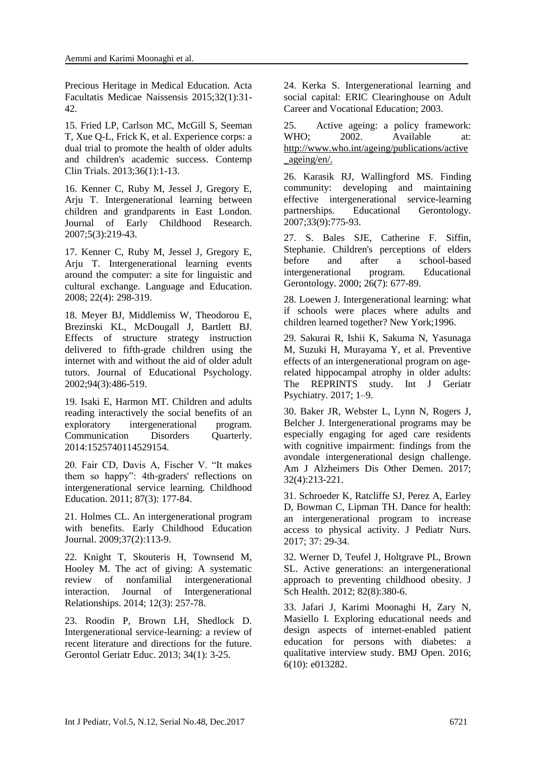Precious Heritage in Medical Education. Acta Facultatis Medicae Naissensis 2015;32(1):31-42.

15. Fried LP, Carlson MC, McGill S, Seeman T, Xue Q-L, Frick K, et al. Experience corps: a dual trial to promote the health of older adults and children's academic success. Contemp Clin Trials. 2013;36(1):1-13.

16. Kenner C, Ruby M, Jessel J, Gregory E, Arju T. Intergenerational learning between children and grandparents in East London. Journal of Early Childhood Research. 2007;5(3):219-43.

17. Kenner C, Ruby M, Jessel J, Gregory E, Arju T. Intergenerational learning events around the computer: a site for linguistic and cultural exchange. Language and Education. 2008; 22(4): 298-319.

18. Meyer BJ, Middlemiss W, Theodorou E, Brezinski KL, McDougall J, Bartlett BJ. Effects of structure strategy instruction delivered to fifth-grade children using the internet with and without the aid of older adult tutors. Journal of Educational Psychology. 2002;94(3):486-519.

19. Isaki E, Harmon MT. Children and adults reading interactively the social benefits of an exploratory intergenerational program. Communication Disorders Quarterly. 2014:1525740114529154.

20. Fair CD, Davis A, Fischer V. "It makes them so happy": 4th-graders' reflections on intergenerational service learning. Childhood Education. 2011; 87(3): 177-84.

21. Holmes CL. An intergenerational program with benefits. Early Childhood Education Journal. 2009;37(2):113-9.

22. Knight T, Skouteris H, Townsend M, Hooley M. The act of giving: A systematic review of nonfamilial intergenerational interaction. Journal of Intergenerational Relationships. 2014; 12(3): 257-78.

23. Roodin P, Brown LH, Shedlock D. Intergenerational service-learning: a review of recent literature and directions for the future. Gerontol Geriatr Educ. 2013; 34(1): 3-25.

24. Kerka S. Intergenerational learning and social capital: ERIC Clearinghouse on Adult Career and Vocational Education; 2003.

25. Active ageing: a policy framework: WHO; 2002. Available at: http://www.who.int/ageing/publications/active_ageing/en/.

26. Karasik RJ, Wallingford MS. Finding community: developing and maintaining effective intergenerational service-learning partnerships. Educational Gerontology. 2007;33(9):775-93.

27. S. Bales SJE, Catherine F. Siffin, Stephanie. Children's perceptions of elders before and after a school-based intergenerational program. Educational Gerontology. 2000; 26(7): 677-89.

28. Loewen J. Intergenerational learning: what if schools were places where adults and children learned together? New York;1996.

29. Sakurai R, Ishii K, Sakuma N, Yasunaga M, Suzuki H, Murayama Y, et al. Preventive effects of an intergenerational program on age-related hippocampal atrophy in older adults: The REPRINTS study. Int J Geriatr Psychiatry. 2017; 1–9.

30. Baker JR, Webster L, Lynn N, Rogers J, Belcher J. Intergenerational programs may be especially engaging for aged care residents with cognitive impairment: findings from the avondale intergenerational design challenge. Am J Alzheimers Dis Other Demen. 2017; 32(4):213-221.

31. Schroeder K, Ratcliffe SJ, Perez A, Earley D, Bowman C, Lipman TH. Dance for health: an intergenerational program to increase access to physical activity. J Pediatr Nurs. 2017; 37: 29-34.

32. Werner D, Teufel J, Holtgrave PL, Brown SL. Active generations: an intergenerational approach to preventing childhood obesity. J Sch Health. 2012; 82(8):380-6.

33. Jafari J, Karimi Moonaghi H, Zary N, Masiello I. Exploring educational needs and design aspects of internet-enabled patient education for persons with diabetes: a qualitative interview study. BMJ Open. 2016; 6(10): e013282.